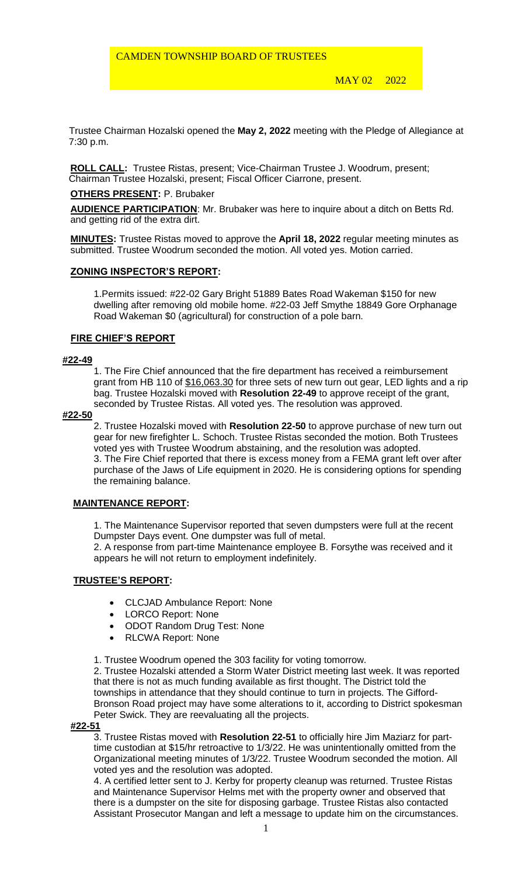# CAMDEN TOWNSHIP BOARD OF TRUSTEES

MAY 02 2022

Trustee Chairman Hozalski opened the **May 2, 2022** meeting with the Pledge of Allegiance at 7:30 p.m.

**ROLL CALL:** Trustee Ristas, present; Vice-Chairman Trustee J. Woodrum, present; Chairman Trustee Hozalski, present; Fiscal Officer Ciarrone, present.

**OTHERS PRESENT:** P. Brubaker

**AUDIENCE PARTICIPATION**: Mr. Brubaker was here to inquire about a ditch on Betts Rd. and getting rid of the extra dirt.

**MINUTES:** Trustee Ristas moved to approve the **April 18, 2022** regular meeting minutes as submitted. Trustee Woodrum seconded the motion. All voted yes. Motion carried.

**ZONING INSPECTOR'S REPORT:**

1.Permits issued: #22-02 Gary Bright 51889 Bates Road Wakeman $150 for new dwelling after removing old mobile home. #22-03 Jeff Smythe 18849 Gore Orphanage Road Wakeman $0 (agricultural) for construction of a pole barn.

**FIRE CHIEF'S REPORT**

**#22-49**

1. The Fire Chief announced that the fire department has received a reimbursement grant from HB 110 of $16,063.30 for three sets of new turn out gear, LED lights and a rip bag. Trustee Hozalski moved with **Resolution 22-49** to approve receipt of the grant, seconded by Trustee Ristas. All voted yes. The resolution was approved.

**#22-50**

2. Trustee Hozalski moved with **Resolution 22-50** to approve purchase of new turn out gear for new firefighter L. Schoch. Trustee Ristas seconded the motion. Both Trustees voted yes with Trustee Woodrum abstaining, and the resolution was adopted.
3. The Fire Chief reported that there is excess money from a FEMA grant left over after purchase of the Jaws of Life equipment in 2020. He is considering options for spending the remaining balance.

**MAINTENANCE REPORT:**

1. The Maintenance Supervisor reported that seven dumpsters were full at the recent Dumpster Days event. One dumpster was full of metal.
2. A response from part-time Maintenance employee B. Forsythe was received and it appears he will not return to employment indefinitely.

**TRUSTEE'S REPORT:**

- CLCJAD Ambulance Report: None
- LORCO Report: None
- ODOT Random Drug Test: None
- RLCWA Report: None

1. Trustee Woodrum opened the 303 facility for voting tomorrow.
2. Trustee Hozalski attended a Storm Water District meeting last week. It was reported that there is not as much funding available as first thought. The District told the townships in attendance that they should continue to turn in projects. The Gifford-Bronson Road project may have some alterations to it, according to District spokesman Peter Swick. They are reevaluating all the projects.

**#22-51**

3. Trustee Ristas moved with **Resolution 22-51** to officially hire Jim Maziarz for part-time custodian at $15/hr retroactive to 1/3/22. He was unintentionally omitted from the Organizational meeting minutes of 1/3/22. Trustee Woodrum seconded the motion. All voted yes and the resolution was adopted.
4. A certified letter sent to J. Kerby for property cleanup was returned. Trustee Ristas and Maintenance Supervisor Helms met with the property owner and observed that there is a dumpster on the site for disposing garbage. Trustee Ristas also contacted Assistant Prosecutor Mangan and left a message to update him on the circumstances.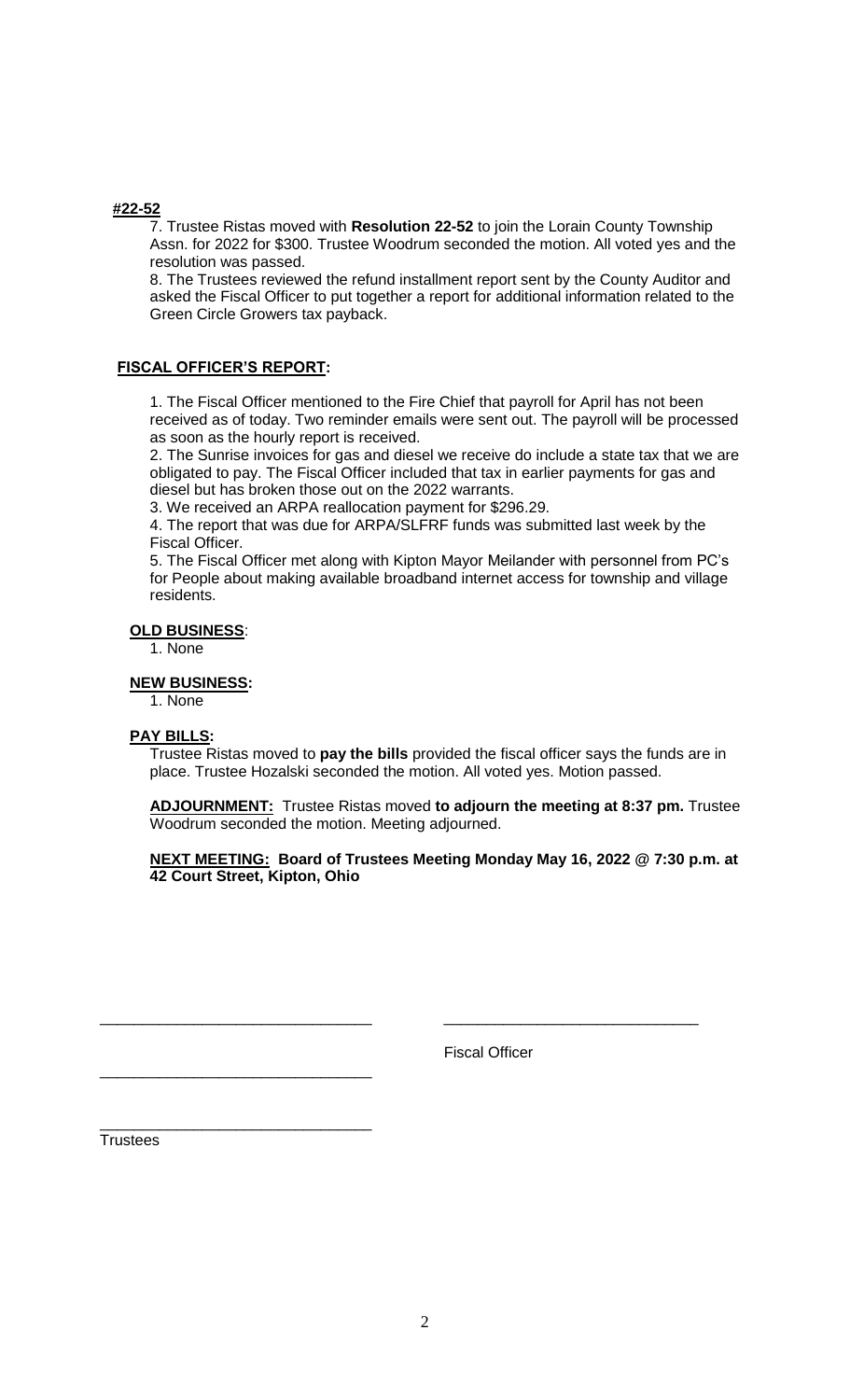**#22-52**

7. Trustee Ristas moved with **Resolution 22-52** to join the Lorain County Township Assn. for 2022 for $300. Trustee Woodrum seconded the motion. All voted yes and the resolution was passed.

8. The Trustees reviewed the refund installment report sent by the County Auditor and asked the Fiscal Officer to put together a report for additional information related to the Green Circle Growers tax payback.

**FISCAL OFFICER'S REPORT:**

1. The Fiscal Officer mentioned to the Fire Chief that payroll for April has not been received as of today. Two reminder emails were sent out. The payroll will be processed as soon as the hourly report is received.
2. The Sunrise invoices for gas and diesel we receive do include a state tax that we are obligated to pay. The Fiscal Officer included that tax in earlier payments for gas and diesel but has broken those out on the 2022 warrants.
3. We received an ARPA reallocation payment for $296.29.
4. The report that was due for ARPA/SLFRF funds was submitted last week by the Fiscal Officer.
5. The Fiscal Officer met along with Kipton Mayor Meilander with personnel from PC's for People about making available broadband internet access for township and village residents.

**OLD BUSINESS**:

1. None

**NEW BUSINESS:**

1. None

**PAY BILLS:**

Trustee Ristas moved to **pay the bills** provided the fiscal officer says the funds are in place. Trustee Hozalski seconded the motion. All voted yes. Motion passed.

**ADJOURNMENT:** Trustee Ristas moved **to adjourn the meeting at 8:37 pm.** Trustee Woodrum seconded the motion. Meeting adjourned.

**NEXT MEETING: Board of Trustees Meeting Monday May 16, 2022 @ 7:30 p.m. at 42 Court Street, Kipton, Ohio**

_______________________________  _______________________________

Fiscal Officer

_______________________________

_______________________________

Trustees